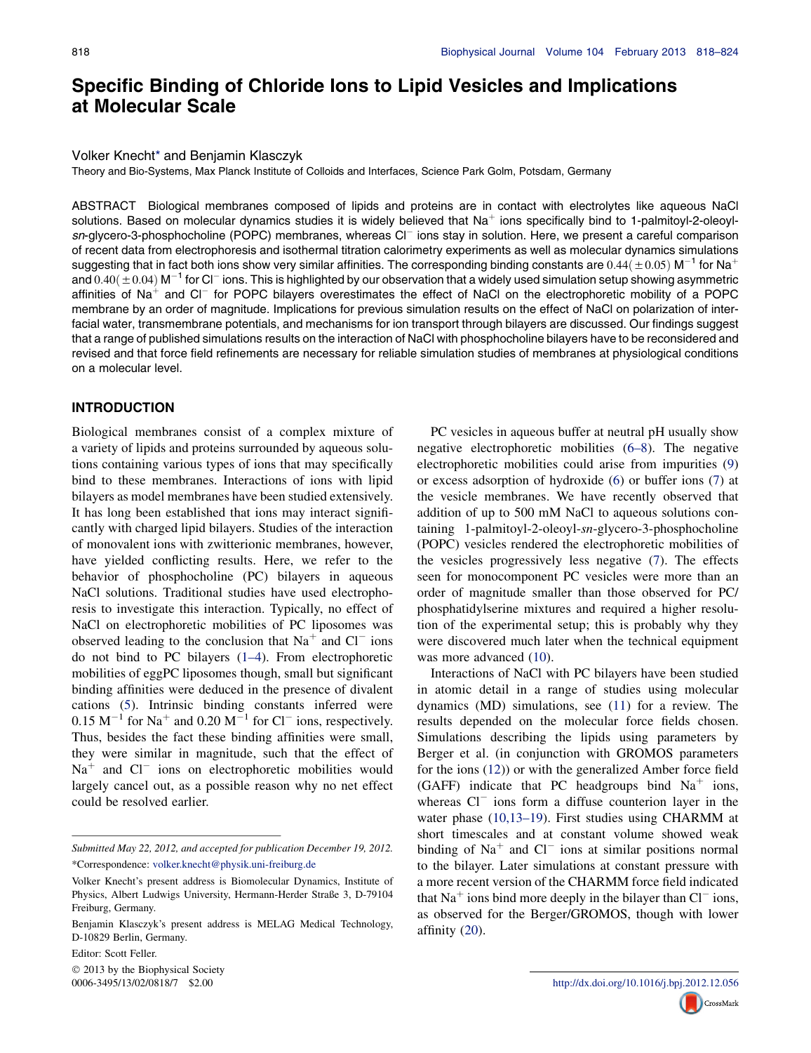# Specific Binding of Chloride Ions to Lipid Vesicles and Implications at Molecular Scale

Volker Knecht* and Benjamin Klasczyk

Theory and Bio-Systems, Max Planck Institute of Colloids and Interfaces, Science Park Golm, Potsdam, Germany

ABSTRACT Biological membranes composed of lipids and proteins are in contact with electrolytes like aqueous NaCl solutions. Based on molecular dynamics studies it is widely believed that $Na^+$ ions specifically bind to 1-palmitoyl-2-oleoyl-*sn*-glycero-3-phosphocholine (POPC) membranes, whereas $Cl^-$ ions stay in solution. Here, we present a careful comparison of recent data from electrophoresis and isothermal titration calorimetry experiments as well as molecular dynamics simulations suggesting that in fact both ions show very similar affinities. The corresponding binding constants are $0.44(\pm 0.05)$ $M^{-1}$ for $Na^+$ and $0.40(\pm 0.04)$ $M^{-1}$ for $Cl^-$ ions. This is highlighted by our observation that a widely used simulation setup showing asymmetric affinities of $Na^+$ and $Cl^-$ for POPC bilayers overestimates the effect of NaCl on the electrophoretic mobility of a POPC membrane by an order of magnitude. Implications for previous simulation results on the effect of NaCl on polarization of interfacial water, transmembrane potentials, and mechanisms for ion transport through bilayers are discussed. Our findings suggest that a range of published simulations results on the interaction of NaCl with phosphocholine bilayers have to be reconsidered and revised and that force field refinements are necessary for reliable simulation studies of membranes at physiological conditions on a molecular level.

## INTRODUCTION

Biological membranes consist of a complex mixture of a variety of lipids and proteins surrounded by aqueous solutions containing various types of ions that may specifically bind to these membranes. Interactions of ions with lipid bilayers as model membranes have been studied extensively. It has long been established that ions may interact significantly with charged lipid bilayers. Studies of the interaction of monovalent ions with zwitterionic membranes, however, have yielded conflicting results. Here, we refer to the behavior of phosphocholine (PC) bilayers in aqueous NaCl solutions. Traditional studies have used electrophoresis to investigate this interaction. Typically, no effect of NaCl on electrophoretic mobilities of PC liposomes was observed leading to the conclusion that $Na^+$ and $Cl^-$ ions do not bind to PC bilayers (1–4). From electrophoretic mobilities of eggPC liposomes though, small but significant binding affinities were deduced in the presence of divalent cations (5). Intrinsic binding constants inferred were $0.15$ $M^{-1}$ for $Na^+$ and $0.20$ $M^{-1}$ for $Cl^-$ ions, respectively. Thus, besides the fact these binding affinities were small, they were similar in magnitude, such that the effect of $Na^+$ and $Cl^-$ ions on electrophoretic mobilities would largely cancel out, as a possible reason why no net effect could be resolved earlier.

PC vesicles in aqueous buffer at neutral pH usually show negative electrophoretic mobilities (6–8). The negative electrophoretic mobilities could arise from impurities (9) or excess adsorption of hydroxide (6) or buffer ions (7) at the vesicle membranes. We have recently observed that addition of up to 500 mM NaCl to aqueous solutions containing 1-palmitoyl-2-oleoyl-*sn*-glycero-3-phosphocholine (POPC) vesicles rendered the electrophoretic mobilities of the vesicles progressively less negative (7). The effects seen for monocomponent PC vesicles were more than an order of magnitude smaller than those observed for PC/phosphatidylserine mixtures and required a higher resolution of the experimental setup; this is probably why they were discovered much later when the technical equipment was more advanced (10).

Interactions of NaCl with PC bilayers have been studied in atomic detail in a range of studies using molecular dynamics (MD) simulations, see (11) for a review. The results depended on the molecular force fields chosen. Simulations describing the lipids using parameters by Berger et al. (in conjunction with GROMOS parameters for the ions (12)) or with the generalized Amber force field (GAFF) indicate that PC headgroups bind $Na^+$ ions, whereas $Cl^-$ ions form a diffuse counterion layer in the water phase (10,13–19). First studies using CHARMM at short timescales and at constant volume showed weak binding of $Na^+$ and $Cl^-$ ions at similar positions normal to the bilayer. Later simulations at constant pressure with a more recent version of the CHARMM force field indicated that $Na^+$ ions bind more deeply in the bilayer than $Cl^-$ ions, as observed for the Berger/GROMOS, though with lower affinity (20).

Submitted May 22, 2012, and accepted for publication December 19, 2012.

*Correspondence: volker.knecht@physik.uni-freiburg.de

Volker Knecht's present address is Biomolecular Dynamics, Institute of Physics, Albert Ludwigs University, Hermann-Herder Straße 3, D-79104 Freiburg, Germany.

Benjamin Klasczyk's present address is MELAG Medical Technology, D-10829 Berlin, Germany.

Editor: Scott Feller.

© 2013 by the Biophysical Society
0006-3495/13/02/0818/7 $2.00

http://dx.doi.org/10.1016/j.bpj.2012.12.056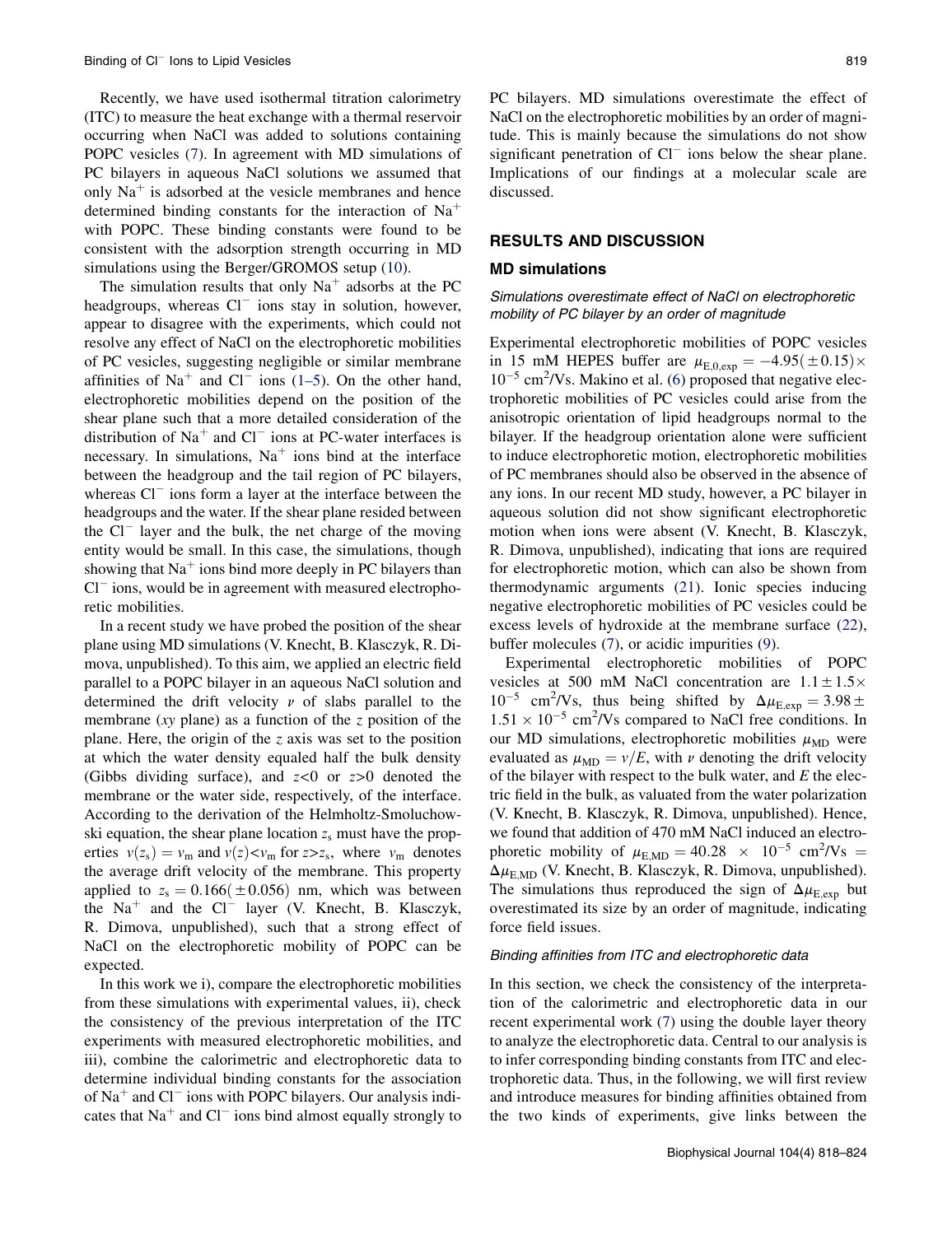Recently, we have used isothermal titration calorimetry (ITC) to measure the heat exchange with a thermal reservoir occurring when NaCl was added to solutions containing POPC vesicles (7). In agreement with MD simulations of PC bilayers in aqueous NaCl solutions we assumed that only $Na^+$ is adsorbed at the vesicle membranes and hence determined binding constants for the interaction of $Na^+$ with POPC. These binding constants were found to be consistent with the adsorption strength occurring in MD simulations using the Berger/GROMOS setup (10).

The simulation results that only $Na^+$ adsorbs at the PC headgroups, whereas $Cl^-$ ions stay in solution, however, appear to disagree with the experiments, which could not resolve any effect of NaCl on the electrophoretic mobilities of PC vesicles, suggesting negligible or similar membrane affinities of $Na^+$ and $Cl^-$ ions (1–5). On the other hand, electrophoretic mobilities depend on the position of the shear plane such that a more detailed consideration of the distribution of $Na^+$ and $Cl^-$ ions at PC-water interfaces is necessary. In simulations, $Na^+$ ions bind at the interface between the headgroup and the tail region of PC bilayers, whereas $Cl^-$ ions form a layer at the interface between the headgroups and the water. If the shear plane resided between the $Cl^-$ layer and the bulk, the net charge of the moving entity would be small. In this case, the simulations, though showing that $Na^+$ ions bind more deeply in PC bilayers than $Cl^-$ ions, would be in agreement with measured electrophoretic mobilities.

In a recent study we have probed the position of the shear plane using MD simulations (V. Knecht, B. Klasczyk, R. Dimova, unpublished). To this aim, we applied an electric field parallel to a POPC bilayer in an aqueous NaCl solution and determined the drift velocity $v$ of slabs parallel to the membrane ($xy$ plane) as a function of the $z$ position of the plane. Here, the origin of the $z$ axis was set to the position at which the water density equaled half the bulk density (Gibbs dividing surface), and $z<0$ or $z>0$ denoted the membrane or the water side, respectively, of the interface. According to the derivation of the Helmholtz-Smoluchowski equation, the shear plane location $z_s$ must have the properties $v(z_s) = v_m$ and $v(z) < v_m$ for $z > z_s$, where $v_m$ denotes the average drift velocity of the membrane. This property applied to $z_s = 0.166(\pm 0.056)$ nm, which was between the $Na^+$ and the $Cl^-$ layer (V. Knecht, B. Klasczyk, R. Dimova, unpublished), such that a strong effect of NaCl on the electrophoretic mobility of POPC can be expected.

In this work we i), compare the electrophoretic mobilities from these simulations with experimental values, ii), check the consistency of the previous interpretation of the ITC experiments with measured electrophoretic mobilities, and iii), combine the calorimetric and electrophoretic data to determine individual binding constants for the association of $Na^+$ and $Cl^-$ ions with POPC bilayers. Our analysis indicates that $Na^+$ and $Cl^-$ ions bind almost equally strongly to PC bilayers. MD simulations overestimate the effect of NaCl on the electrophoretic mobilities by an order of magnitude. This is mainly because the simulations do not show significant penetration of $Cl^-$ ions below the shear plane. Implications of our findings at a molecular scale are discussed.

## RESULTS AND DISCUSSION

### MD simulations

#### *Simulations overestimate effect of NaCl on electrophoretic mobility of PC bilayer by an order of magnitude*

Experimental electrophoretic mobilities of POPC vesicles in 15 mM HEPES buffer are $\mu_{E,0,exp} = -4.95(\pm 0.15) \times 10^{-5}$ cm$^2$/Vs. Makino et al. (6) proposed that negative electrophoretic mobilities of PC vesicles could arise from the anisotropic orientation of lipid headgroups normal to the bilayer. If the headgroup orientation alone were sufficient to induce electrophoretic motion, electrophoretic mobilities of PC membranes should also be observed in the absence of any ions. In our recent MD study, however, a PC bilayer in aqueous solution did not show significant electrophoretic motion when ions were absent (V. Knecht, B. Klasczyk, R. Dimova, unpublished), indicating that ions are required for electrophoretic motion, which can also be shown from thermodynamic arguments (21). Ionic species inducing negative electrophoretic mobilities of PC vesicles could be excess levels of hydroxide at the membrane surface (22), buffer molecules (7), or acidic impurities (9).

Experimental electrophoretic mobilities of POPC vesicles at 500 mM NaCl concentration are $1.1 \pm 1.5 \times 10^{-5}$ cm$^2$/Vs, thus being shifted by $\Delta\mu_{E,exp} = 3.98 \pm 1.51 \times 10^{-5}$ cm$^2$/Vs compared to NaCl free conditions. In our MD simulations, electrophoretic mobilities $\mu_{MD}$ were evaluated as $\mu_{MD} = v/E$, with $v$ denoting the drift velocity of the bilayer with respect to the bulk water, and $E$ the electric field in the bulk, as valuated from the water polarization (V. Knecht, B. Klasczyk, R. Dimova, unpublished). Hence, we found that addition of 470 mM NaCl induced an electrophoretic mobility of $\mu_{E,MD} = 40.28 \times 10^{-5}$ cm$^2$/Vs $= \Delta\mu_{E,MD}$ (V. Knecht, B. Klasczyk, R. Dimova, unpublished). The simulations thus reproduced the sign of $\Delta\mu_{E,exp}$ but overestimated its size by an order of magnitude, indicating force field issues.

#### *Binding affinities from ITC and electrophoretic data*

In this section, we check the consistency of the interpretation of the calorimetric and electrophoretic data in our recent experimental work (7) using the double layer theory to analyze the electrophoretic data. Central to our analysis is to infer corresponding binding constants from ITC and electrophoretic data. Thus, in the following, we will first review and introduce measures for binding affinities obtained from the two kinds of experiments, give links between the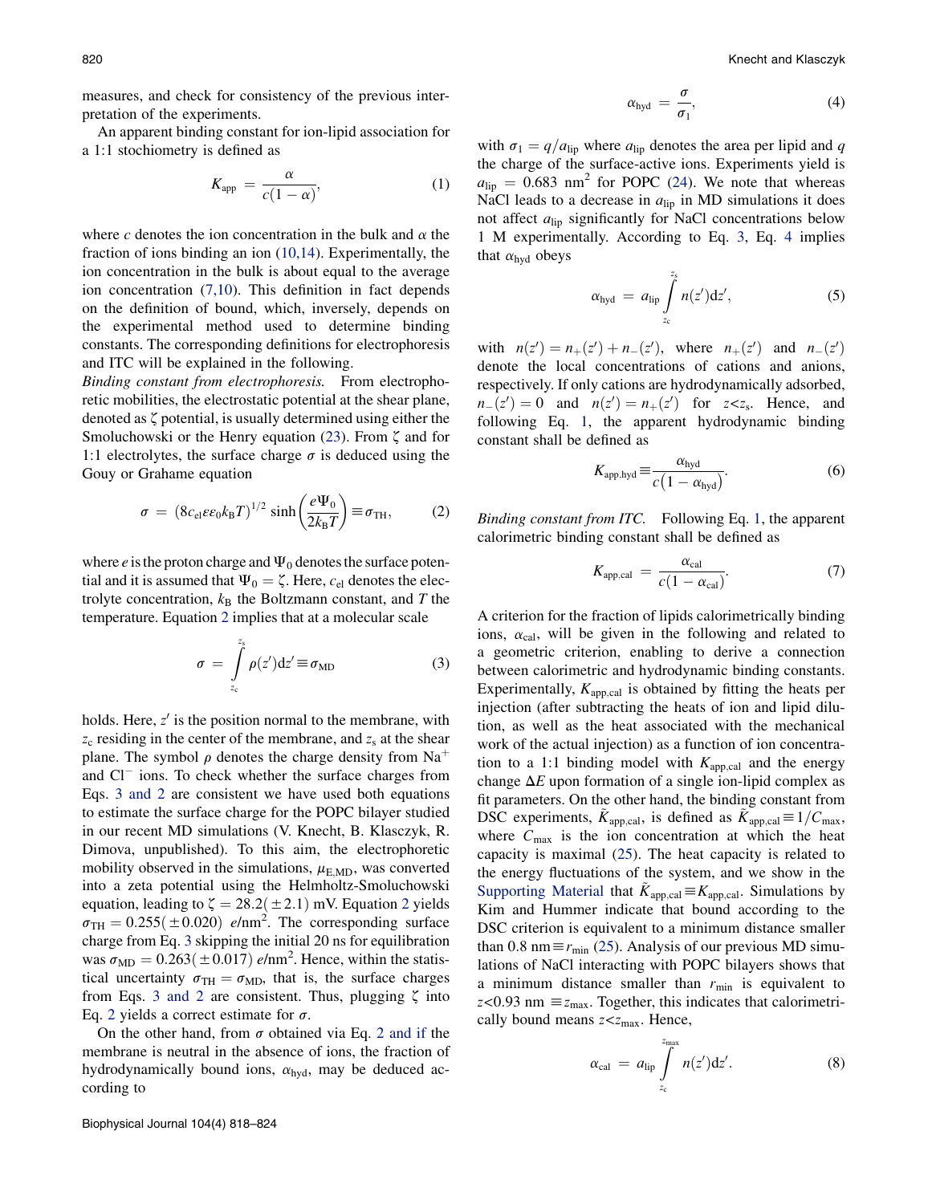measures, and check for consistency of the previous interpretation of the experiments.

An apparent binding constant for ion-lipid association for a 1:1 stochiometry is defined as

$$K_{\mathrm{app}} = \frac{\alpha}{c(1-\alpha)}, \tag{1}$$

where $c$ denotes the ion concentration in the bulk and $\alpha$ the fraction of ions binding an ion (10,14). Experimentally, the ion concentration in the bulk is about equal to the average ion concentration (7,10). This definition in fact depends on the definition of bound, which, inversely, depends on the experimental method used to determine binding constants. The corresponding definitions for electrophoresis and ITC will be explained in the following.

*Binding constant from electrophoresis.* From electrophoretic mobilities, the electrostatic potential at the shear plane, denoted as $\zeta$ potential, is usually determined using either the Smoluchowski or the Henry equation (23). From $\zeta$ and for 1:1 electrolytes, the surface charge $\sigma$ is deduced using the Gouy or Grahame equation

$$\sigma = \left(8 c_{\mathrm{el}} \varepsilon \varepsilon_0 k_{\mathrm{B}} T\right)^{1/2} \sinh\left(\frac{e\Psi_0}{2k_{\mathrm{B}}T}\right) \equiv \sigma_{\mathrm{TH}}, \tag{2}$$

where $e$ is the proton charge and $\Psi_0$ denotes the surface potential and it is assumed that $\Psi_0 = \zeta$. Here, $c_{\mathrm{el}}$ denotes the electrolyte concentration, $k_{\mathrm{B}}$ the Boltzmann constant, and $T$ the temperature. Equation 2 implies that at a molecular scale

$$\sigma = \int_{z_c}^{z_s} \rho(z')\mathrm{d}z' \equiv \sigma_{\mathrm{MD}} \tag{3}$$

holds. Here, $z'$ is the position normal to the membrane, with $z_c$ residing in the center of the membrane, and $z_s$ at the shear plane. The symbol $\rho$ denotes the charge density from $Na^{+}$ and $Cl^{-}$ ions. To check whether the surface charges from Eqs. 3 and 2 are consistent we have used both equations to estimate the surface charge for the POPC bilayer studied in our recent MD simulations (V. Knecht, B. Klasczyk, R. Dimova, unpublished). To this aim, the electrophoretic mobility observed in the simulations, $\mu_{\mathrm{E,MD}}$, was converted into a zeta potential using the Helmholtz-Smoluchowski equation, leading to $\zeta = 28.2(\pm 2.1)$ mV. Equation 2 yields $\sigma_{\mathrm{TH}} = 0.255(\pm 0.020)$ $e$/nm$^2$. The corresponding surface charge from Eq. 3 skipping the initial 20 ns for equilibration was $\sigma_{\mathrm{MD}} = 0.263(\pm 0.017)$ $e$/nm$^2$. Hence, within the statistical uncertainty $\sigma_{\mathrm{TH}} = \sigma_{\mathrm{MD}}$, that is, the surface charges from Eqs. 3 and 2 are consistent. Thus, plugging $\zeta$ into Eq. 2 yields a correct estimate for $\sigma$.

On the other hand, from $\sigma$ obtained via Eq. 2 and if the membrane is neutral in the absence of ions, the fraction of hydrodynamically bound ions, $\alpha_{\mathrm{hyd}}$, may be deduced according to

$$\alpha_{\mathrm{hyd}} = \frac{\sigma}{\sigma_1}, \tag{4}$$

with $\sigma_1 = q/a_{\mathrm{lip}}$ where $a_{\mathrm{lip}}$ denotes the area per lipid and $q$ the charge of the surface-active ions. Experiments yield is $a_{\mathrm{lip}} = 0.683$ nm$^2$ for POPC (24). We note that whereas NaCl leads to a decrease in $a_{\mathrm{lip}}$ in MD simulations it does not affect $a_{\mathrm{lip}}$ significantly for NaCl concentrations below 1 M experimentally. According to Eq. 3, Eq. 4 implies that $\alpha_{\mathrm{hyd}}$ obeys

$$\alpha_{\mathrm{hyd}} = a_{\mathrm{lip}} \int_{z_c}^{z_s} n(z')\mathrm{d}z', \tag{5}$$

with $n(z') = n_{+}(z') + n_{-}(z')$, where $n_{+}(z')$ and $n_{-}(z')$ denote the local concentrations of cations and anions, respectively. If only cations are hydrodynamically adsorbed, $n_{-}(z') = 0$ and $n(z') = n_{+}(z')$ for $z < z_s$. Hence, and following Eq. 1, the apparent hydrodynamic binding constant shall be defined as

$$K_{\mathrm{app,hyd}} \equiv \frac{\alpha_{\mathrm{hyd}}}{c\left(1-\alpha_{\mathrm{hyd}}\right)}. \tag{6}$$

*Binding constant from ITC.* Following Eq. 1, the apparent calorimetric binding constant shall be defined as

$$K_{\mathrm{app,cal}} = \frac{\alpha_{\mathrm{cal}}}{c(1-\alpha_{\mathrm{cal}})}. \tag{7}$$

A criterion for the fraction of lipids calorimetrically binding ions, $\alpha_{\mathrm{cal}}$, will be given in the following and related to a geometric criterion, enabling to derive a connection between calorimetric and hydrodynamic binding constants. Experimentally, $K_{\mathrm{app,cal}}$ is obtained by fitting the heats per injection (after subtracting the heats of ion and lipid dilution, as well as the heat associated with the mechanical work of the actual injection) as a function of ion concentration to a 1:1 binding model with $K_{\mathrm{app,cal}}$ and the energy change $\Delta E$ upon formation of a single ion-lipid complex as fit parameters. On the other hand, the binding constant from DSC experiments, $\tilde{K}_{\mathrm{app,cal}}$, is defined as $\tilde{K}_{\mathrm{app,cal}} \equiv 1/C_{\mathrm{max}}$, where $C_{\mathrm{max}}$ is the ion concentration at which the heat capacity is maximal (25). The heat capacity is related to the energy fluctuations of the system, and we show in the Supporting Material that $\tilde{K}_{\mathrm{app,cal}} \equiv K_{\mathrm{app,cal}}$. Simulations by Kim and Hummer indicate that bound according to the DSC criterion is equivalent to a minimum distance smaller than 0.8 nm $\equiv r_{\mathrm{min}}$ (25). Analysis of our previous MD simulations of NaCl interacting with POPC bilayers shows that a minimum distance smaller than $r_{\mathrm{min}}$ is equivalent to $z < 0.93$ nm $\equiv z_{\mathrm{max}}$. Together, this indicates that calorimetrically bound means $z < z_{\mathrm{max}}$. Hence,

$$\alpha_{\mathrm{cal}} = a_{\mathrm{lip}} \int_{z_c}^{z_{\mathrm{max}}} n(z')\mathrm{d}z'. \tag{8}$$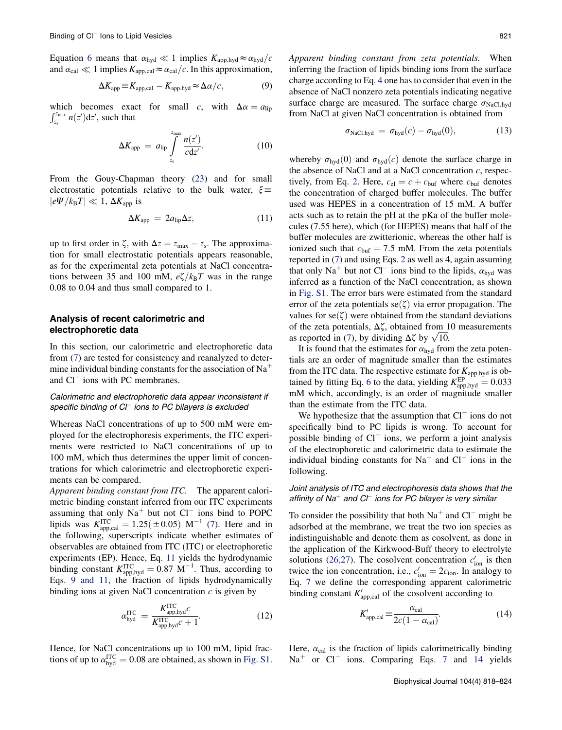Equation 6 means that $\alpha_{\rm hyd} \ll 1$ implies $K_{\rm app,hyd} \approx \alpha_{\rm hyd}/c$ and $\alpha_{\rm cal} \ll 1$ implies $K_{\rm app,cal} \approx \alpha_{\rm cal}/c$. In this approximation,

$$\Delta K_{\rm app} \equiv K_{\rm app,cal} - K_{\rm app,hyd} \approx \Delta\alpha/c, \tag{9}$$

which becomes exact for small $c$, with $\Delta\alpha = a_{\rm lip} \int_{z_s}^{z_{\max}} n(z'){\rm d}z'$, such that

$$\Delta K_{\rm app} = a_{\rm lip} \int_{z_s}^{z_{\max}} \frac{n(z')}{c{\rm d}z'}. \tag{10}$$

From the Gouy-Chapman theory (23) and for small electrostatic potentials relative to the bulk water, $\xi \equiv |e\Psi/k_BT| \ll 1$, $\Delta K_{\rm app}$ is

$$\Delta K_{\rm app} = 2a_{\rm lip}\Delta z, \tag{11}$$

up to first order in $\zeta$, with $\Delta z = z_{\max} - z_s$. The approximation for small electrostatic potentials appears reasonable, as for the experimental zeta potentials at NaCl concentrations between 35 and 100 mM, $e\zeta/k_BT$ was in the range 0.08 to 0.04 and thus small compared to 1.

## Analysis of recent calorimetric and electrophoretic data

In this section, our calorimetric and electrophoretic data from (7) are tested for consistency and reanalyzed to determine individual binding constants for the association of $Na^+$ and $Cl^-$ ions with PC membranes.

### *Calorimetric and electrophoretic data appear inconsistent if specific binding of $Cl^-$ ions to PC bilayers is excluded*

Whereas NaCl concentrations of up to 500 mM were employed for the electrophoresis experiments, the ITC experiments were restricted to NaCl concentrations of up to 100 mM, which thus determines the upper limit of concentrations for which calorimetric and electrophoretic experiments can be compared.

*Apparent binding constant from ITC.* The apparent calorimetric binding constant inferred from our ITC experiments assuming that only $Na^+$ but not $Cl^-$ ions bind to POPC lipids was $K^{\rm ITC}_{\rm app,cal} = 1.25(\pm 0.05)\ {\rm M}^{-1}$ (7). Here and in the following, superscripts indicate whether estimates of observables are obtained from ITC (ITC) or electrophoretic experiments (EP). Hence, Eq. 11 yields the hydrodynamic binding constant $K^{\rm ITC}_{\rm app,hyd} = 0.87\ {\rm M}^{-1}$. Thus, according to Eqs. 9 and 11, the fraction of lipids hydrodynamically binding ions at given NaCl concentration $c$ is given by

$$\alpha^{\rm ITC}_{\rm hyd} = \frac{K^{\rm ITC}_{\rm app,hyd}c}{K^{\rm ITC}_{\rm app,hyd}c + 1}. \tag{12}$$

Hence, for NaCl concentrations up to 100 mM, lipid fractions of up to $\alpha^{\rm ITC}_{\rm hyd} = 0.08$ are obtained, as shown in Fig. S1.

*Apparent binding constant from zeta potentials.* When inferring the fraction of lipids binding ions from the surface charge according to Eq. 4 one has to consider that even in the absence of NaCl nonzero zeta potentials indicating negative surface charge are measured. The surface charge $\sigma_{\rm NaCl,hyd}$ from NaCl at given NaCl concentration is obtained from

$$\sigma_{\rm NaCl,hyd} = \sigma_{\rm hyd}(c) - \sigma_{\rm hyd}(0), \tag{13}$$

whereby $\sigma_{\rm hyd}(0)$ and $\sigma_{\rm hyd}(c)$ denote the surface charge in the absence of NaCl and at a NaCl concentration $c$, respectively, from Eq. 2. Here, $c_{\rm el} = c + c_{\rm buf}$ where $c_{\rm buf}$ denotes the concentration of charged buffer molecules. The buffer used was HEPES in a concentration of 15 mM. A buffer acts such as to retain the pH at the pKa of the buffer molecules (7.55 here), which (for HEPES) means that half of the buffer molecules are zwitterionic, whereas the other half is ionized such that $c_{\rm buf} = 7.5$ mM. From the zeta potentials reported in (7) and using Eqs. 2 as well as 4, again assuming that only $Na^+$ but not $Cl^-$ ions bind to the lipids, $\alpha_{\rm hyd}$ was inferred as a function of the NaCl concentration, as shown in Fig. S1. The error bars were estimated from the standard error of the zeta potentials ${\rm se}(\zeta)$ via error propagation. The values for ${\rm se}(\zeta)$ were obtained from the standard deviations of the zeta potentials, $\Delta\zeta$, obtained from 10 measurements as reported in (7), by dividing $\Delta\zeta$ by $\sqrt{10}$.

It is found that the estimates for $\alpha_{\rm hyd}$ from the zeta potentials are an order of magnitude smaller than the estimates from the ITC data. The respective estimate for $K_{\rm app,hyd}$ is obtained by fitting Eq. 6 to the data, yielding $K^{\rm EP}_{\rm app,hyd} = 0.033$ mM which, accordingly, is an order of magnitude smaller than the estimate from the ITC data.

We hypothesize that the assumption that $Cl^-$ ions do not specifically bind to PC lipids is wrong. To account for possible binding of $Cl^-$ ions, we perform a joint analysis of the electrophoretic and calorimetric data to estimate the individual binding constants for $Na^+$ and $Cl^-$ ions in the following.

### *Joint analysis of ITC and electrophoresis data shows that the affinity of $Na^+$ and $Cl^-$ ions for PC bilayer is very similar*

To consider the possibility that both $Na^+$ and $Cl^-$ might be adsorbed at the membrane, we treat the two ion species as indistinguishable and denote them as cosolvent, as done in the application of the Kirkwood-Buff theory to electrolyte solutions (26,27). The cosolvent concentration $c'_{\rm ion}$ is then twice the ion concentration, i.e., $c'_{\rm ion} = 2c_{\rm ion}$. In analogy to Eq. 7 we define the corresponding apparent calorimetric binding constant $K'_{\rm app,cal}$ of the cosolvent according to

$$K'_{\rm app,cal} \equiv \frac{\alpha_{\rm cal}}{2c(1 - \alpha_{\rm cal})}. \tag{14}$$

Here, $\alpha_{\rm cal}$ is the fraction of lipids calorimetrically binding $Na^+$ or $Cl^-$ ions. Comparing Eqs. 7 and 14 yields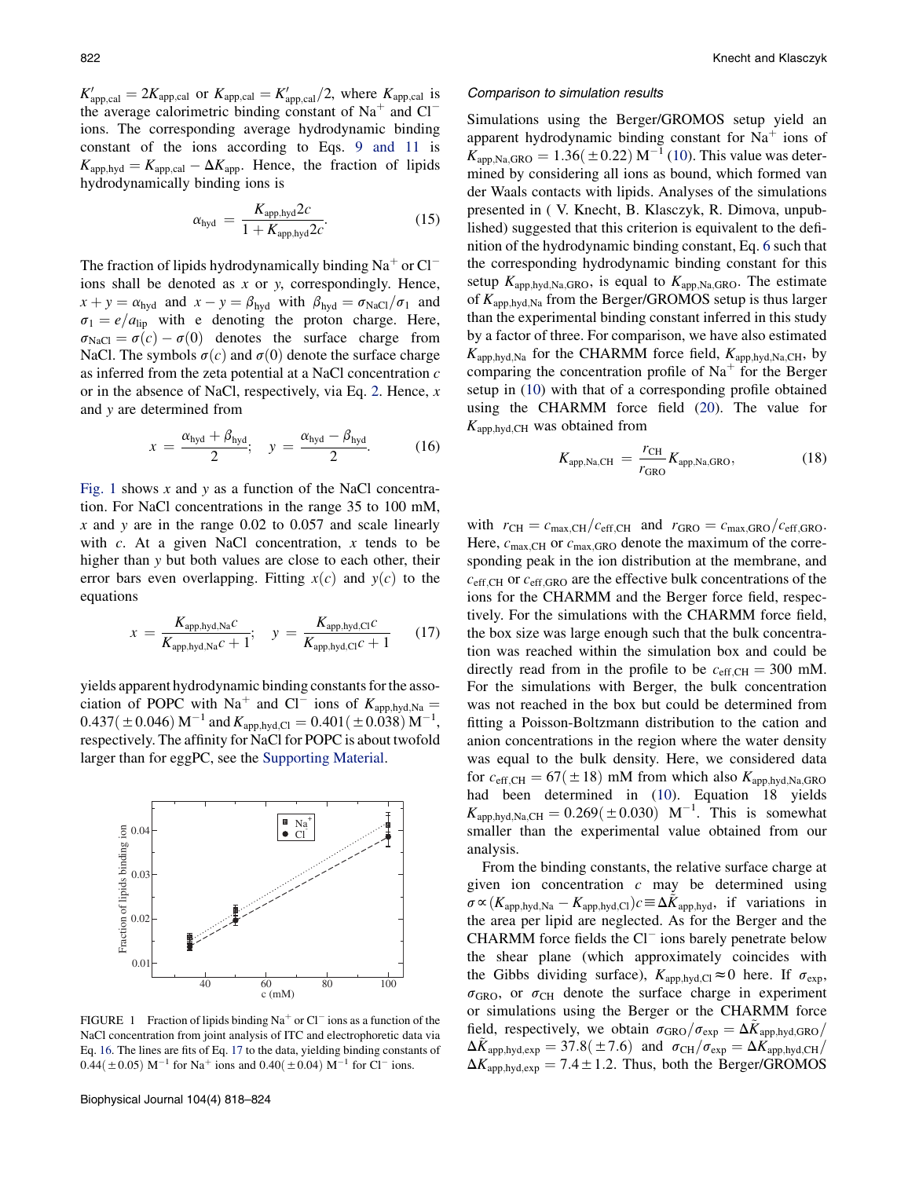$K'_{app,cal} = 2K_{app,cal}$ or $K_{app,cal} = K'_{app,cal}/2$, where $K_{app,cal}$ is the average calorimetric binding constant of $Na^+$ and $Cl^-$ ions. The corresponding average hydrodynamic binding constant of the ions according to Eqs. 9 and 11 is $K_{app,hyd} = K_{app,cal} - \Delta K_{app}$. Hence, the fraction of lipids hydrodynamically binding ions is

$$\alpha_{hyd} = \frac{K_{app,hyd} 2c}{1 + K_{app,hyd} 2c}. \tag{15}$$

The fraction of lipids hydrodynamically binding $Na^+$ or $Cl^-$ ions shall be denoted as $x$ or $y$, correspondingly. Hence, $x + y = \alpha_{hyd}$ and $x - y = \beta_{hyd}$ with $\beta_{hyd} = \sigma_{NaCl}/\sigma_1$ and $\sigma_1 = e/a_{lip}$ with e denoting the proton charge. Here, $\sigma_{NaCl} = \sigma(c) - \sigma(0)$ denotes the surface charge from NaCl. The symbols $\sigma(c)$ and $\sigma(0)$ denote the surface charge as inferred from the zeta potential at a NaCl concentration $c$ or in the absence of NaCl, respectively, via Eq. 2. Hence, $x$ and $y$ are determined from

$$x = \frac{\alpha_{hyd} + \beta_{hyd}}{2}; \quad y = \frac{\alpha_{hyd} - \beta_{hyd}}{2}. \tag{16}$$

Fig. 1 shows $x$ and $y$ as a function of the NaCl concentration. For NaCl concentrations in the range 35 to 100 mM, $x$ and $y$ are in the range 0.02 to 0.057 and scale linearly with $c$. At a given NaCl concentration, $x$ tends to be higher than $y$ but both values are close to each other, their error bars even overlapping. Fitting $x(c)$ and $y(c)$ to the equations

$$x = \frac{K_{app,hyd,Na} c}{K_{app,hyd,Na} c + 1}; \quad y = \frac{K_{app,hyd,Cl} c}{K_{app,hyd,Cl} c + 1} \tag{17}$$

yields apparent hydrodynamic binding constants for the association of POPC with $Na^+$ and $Cl^-$ ions of $K_{app,hyd,Na} = 0.437(\pm 0.046)\ M^{-1}$ and $K_{app,hyd,Cl} = 0.401(\pm 0.038)\ M^{-1}$, respectively. The affinity for NaCl for POPC is about twofold larger than for eggPC, see the Supporting Material.

FIGURE 1 Fraction of lipids binding $Na^+$ or $Cl^-$ ions as a function of the NaCl concentration from joint analysis of ITC and electrophoretic data via Eq. 16. The lines are fits of Eq. 17 to the data, yielding binding constants of $0.44(\pm 0.05)\ M^{-1}$ for $Na^+$ ions and $0.40(\pm 0.04)\ M^{-1}$ for $Cl^-$ ions.

### Comparison to simulation results

Simulations using the Berger/GROMOS setup yield an apparent hydrodynamic binding constant for $Na^+$ ions of $K_{app,Na,GRO} = 1.36(\pm 0.22)\ M^{-1}$ (10). This value was determined by considering all ions as bound, which formed van der Waals contacts with lipids. Analyses of the simulations presented in ( V. Knecht, B. Klasczyk, R. Dimova, unpublished) suggested that this criterion is equivalent to the definition of the hydrodynamic binding constant, Eq. 6 such that the corresponding hydrodynamic binding constant for this setup $K_{app,hyd,Na,GRO}$, is equal to $K_{app,Na,GRO}$. The estimate of $K_{app,hyd,Na}$ from the Berger/GROMOS setup is thus larger than the experimental binding constant inferred in this study by a factor of three. For comparison, we have also estimated $K_{app,hyd,Na}$ for the CHARMM force field, $K_{app,hyd,Na,CH}$, by comparing the concentration profile of $Na^+$ for the Berger setup in (10) with that of a corresponding profile obtained using the CHARMM force field (20). The value for $K_{app,hyd,CH}$ was obtained from

$$K_{app,Na,CH} = \frac{r_{CH}}{r_{GRO}} K_{app,Na,GRO}, \tag{18}$$

with $r_{CH} = c_{max,CH}/c_{eff,CH}$ and $r_{GRO} = c_{max,GRO}/c_{eff,GRO}$. Here, $c_{max,CH}$ or $c_{max,GRO}$ denote the maximum of the corresponding peak in the ion distribution at the membrane, and $c_{eff,CH}$ or $c_{eff,GRO}$ are the effective bulk concentrations of the ions for the CHARMM and the Berger force field, respectively. For the simulations with the CHARMM force field, the box size was large enough such that the bulk concentration was reached within the simulation box and could be directly read from in the profile to be $c_{eff,CH} = 300$ mM. For the simulations with Berger, the bulk concentration was not reached in the box but could be determined from fitting a Poisson-Boltzmann distribution to the cation and anion concentrations in the region where the water density was equal to the bulk density. Here, we considered data for $c_{eff,CH} = 67(\pm 18)$ mM from which also $K_{app,hyd,Na,GRO}$ had been determined in (10). Equation 18 yields $K_{app,hyd,Na,CH} = 0.269(\pm 0.030)\ M^{-1}$. This is somewhat smaller than the experimental value obtained from our analysis.

From the binding constants, the relative surface charge at given ion concentration $c$ may be determined using $\sigma \propto (K_{app,hyd,Na} - K_{app,hyd,Cl})c \equiv \Delta\tilde{K}_{app,hyd}$, if variations in the area per lipid are neglected. As for the Berger and the CHARMM force fields the $Cl^-$ ions barely penetrate below the shear plane (which approximately coincides with the Gibbs dividing surface), $K_{app,hyd,Cl} \approx 0$ here. If $\sigma_{exp}$, $\sigma_{GRO}$, or $\sigma_{CH}$ denote the surface charge in experiment or simulations using the Berger or the CHARMM force field, respectively, we obtain $\sigma_{GRO}/\sigma_{exp} = \Delta\tilde{K}_{app,hyd,GRO}/\Delta\tilde{K}_{app,hyd,exp} = 37.8(\pm 7.6)$ and $\sigma_{CH}/\sigma_{exp} = \Delta K_{app,hyd,CH}/\Delta K_{app,hyd,exp} = 7.4 \pm 1.2$. Thus, both the Berger/GROMOS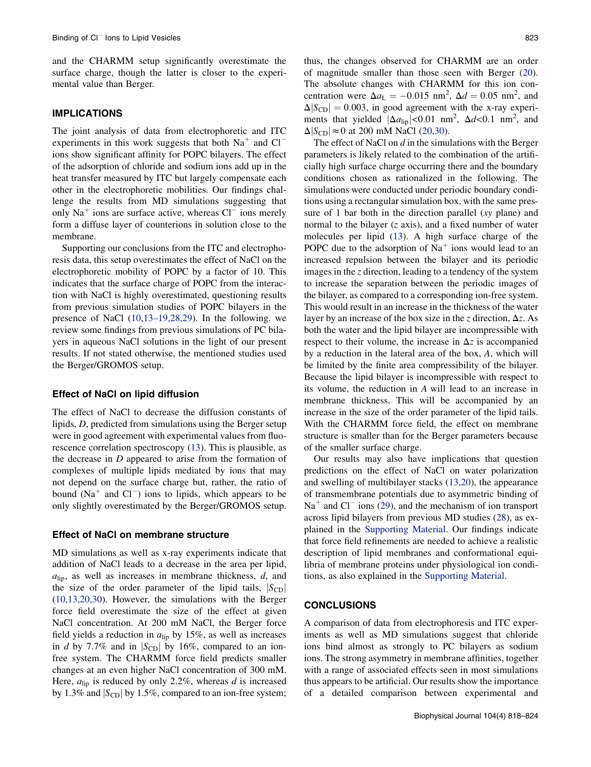and the CHARMM setup significantly overestimate the surface charge, though the latter is closer to the experimental value than Berger.

## IMPLICATIONS

The joint analysis of data from electrophoretic and ITC experiments in this work suggests that both $Na^+$ and $Cl^-$ ions show significant affinity for POPC bilayers. The effect of the adsorption of chloride and sodium ions add up in the heat transfer measured by ITC but largely compensate each other in the electrophoretic mobilities. Our findings challenge the results from MD simulations suggesting that only $Na^+$ ions are surface active, whereas $Cl^-$ ions merely form a diffuse layer of counterions in solution close to the membrane.

Supporting our conclusions from the ITC and electrophoresis data, this setup overestimates the effect of NaCl on the electrophoretic mobility of POPC by a factor of 10. This indicates that the surface charge of POPC from the interaction with NaCl is highly overestimated, questioning results from previous simulation studies of POPC bilayers in the presence of NaCl (10,13–19,28,29). In the following. we review some findings from previous simulations of PC bilayers in aqueous NaCl solutions in the light of our present results. If not stated otherwise, the mentioned studies used the Berger/GROMOS setup.

### Effect of NaCl on lipid diffusion

The effect of NaCl to decrease the diffusion constants of lipids, $D$, predicted from simulations using the Berger setup were in good agreement with experimental values from fluorescence correlation spectroscopy (13). This is plausible, as the decrease in $D$ appeared to arise from the formation of complexes of multiple lipids mediated by ions that may not depend on the surface charge but, rather, the ratio of bound ($Na^+$ and $Cl^-$) ions to lipids, which appears to be only slightly overestimated by the Berger/GROMOS setup.

### Effect of NaCl on membrane structure

MD simulations as well as x-ray experiments indicate that addition of NaCl leads to a decrease in the area per lipid, $a_{\text{lip}}$, as well as increases in membrane thickness, $d$, and the size of the order parameter of the lipid tails, $|S_{\text{CD}}|$ (10,13,20,30). However, the simulations with the Berger force field overestimate the size of the effect at given NaCl concentration. At 200 mM NaCl, the Berger force field yields a reduction in $a_{\text{lip}}$ by 15%, as well as increases in $d$ by 7.7% and in $|S_{\text{CD}}|$ by 16%, compared to an ion-free system. The CHARMM force field predicts smaller changes at an even higher NaCl concentration of 300 mM. Here, $a_{\text{lip}}$ is reduced by only 2.2%, whereas $d$ is increased by 1.3% and $|S_{\text{CD}}|$ by 1.5%, compared to an ion-free system; thus, the changes observed for CHARMM are an order of magnitude smaller than those seen with Berger (20). The absolute changes with CHARMM for this ion concentration were $\Delta a_{\text{L}} = -0.015$ nm$^2$, $\Delta d = 0.05$ nm$^2$, and $\Delta|S_{\text{CD}}| = 0.003$, in good agreement with the x-ray experiments that yielded $|\Delta a_{\text{lip}}|<0.01$ nm$^2$, $\Delta d<0.1$ nm$^2$, and $\Delta|S_{\text{CD}}| \approx 0$ at 200 mM NaCl (20,30).

The effect of NaCl on $d$ in the simulations with the Berger parameters is likely related to the combination of the artificially high surface charge occurring there and the boundary conditions chosen as rationalized in the following. The simulations were conducted under periodic boundary conditions using a rectangular simulation box, with the same pressure of 1 bar both in the direction parallel ($xy$ plane) and normal to the bilayer ($z$ axis), and a fixed number of water molecules per lipid (13). A high surface charge of the POPC due to the adsorption of $Na^+$ ions would lead to an increased repulsion between the bilayer and its periodic images in the $z$ direction, leading to a tendency of the system to increase the separation between the periodic images of the bilayer, as compared to a corresponding ion-free system. This would result in an increase in the thickness of the water layer by an increase of the box size in the $z$ direction, $\Delta z$. As both the water and the lipid bilayer are incompressible with respect to their volume, the increase in $\Delta z$ is accompanied by a reduction in the lateral area of the box, $A$, which will be limited by the finite area compressibility of the bilayer. Because the lipid bilayer is incompressible with respect to its volume, the reduction in $A$ will lead to an increase in membrane thickness. This will be accompanied by an increase in the size of the order parameter of the lipid tails. With the CHARMM force field, the effect on membrane structure is smaller than for the Berger parameters because of the smaller surface charge.

Our results may also have implications that question predictions on the effect of NaCl on water polarization and swelling of multibilayer stacks (13,20), the appearance of transmembrane potentials due to asymmetric binding of $Na^+$ and $Cl^-$ ions (29), and the mechanism of ion transport across lipid bilayers from previous MD studies (28), as explained in the Supporting Material. Our findings indicate that force field refinements are needed to achieve a realistic description of lipid membranes and conformational equilibria of membrane proteins under physiological ion conditions, as also explained in the Supporting Material.

## CONCLUSIONS

A comparison of data from electrophoresis and ITC experiments as well as MD simulations suggest that chloride ions bind almost as strongly to PC bilayers as sodium ions. The strong asymmetry in membrane affinities, together with a range of associated effects seen in most simulations thus appears to be artificial. Our results show the importance of a detailed comparison between experimental and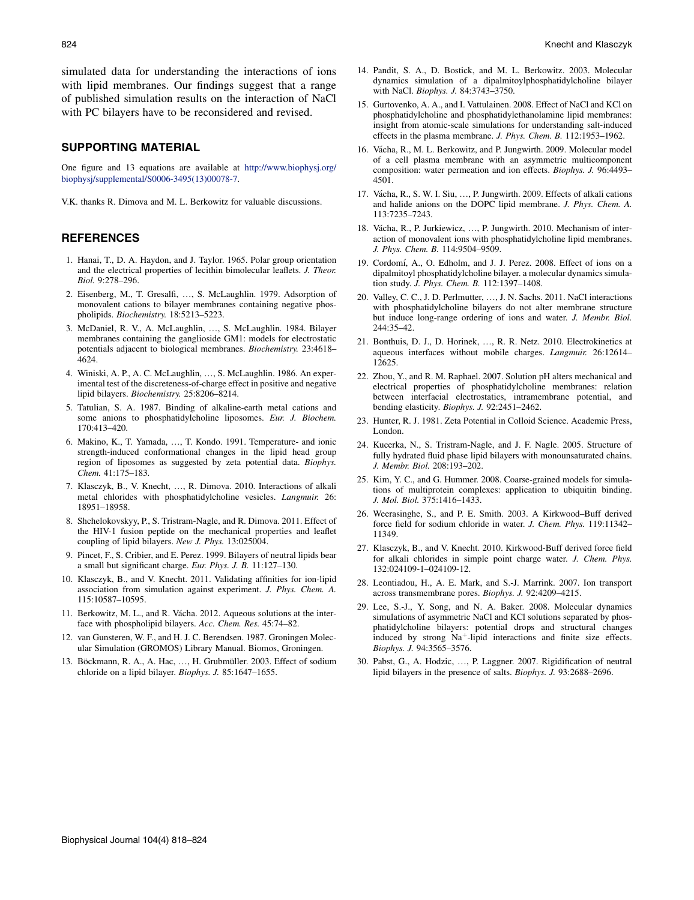simulated data for understanding the interactions of ions with lipid membranes. Our findings suggest that a range of published simulation results on the interaction of NaCl with PC bilayers have to be reconsidered and revised.

## SUPPORTING MATERIAL

One figure and 13 equations are available at http://www.biophysj.org/biophysj/supplemental/S0006-3495(13)00078-7.

V.K. thanks R. Dimova and M. L. Berkowitz for valuable discussions.

## REFERENCES

1. Hanai, T., D. A. Haydon, and J. Taylor. 1965. Polar group orientation and the electrical properties of lecithin bimolecular leaflets. *J. Theor. Biol.* 9:278–296.
2. Eisenberg, M., T. Gresalfi, …, S. McLaughlin. 1979. Adsorption of monovalent cations to bilayer membranes containing negative phospholipids. *Biochemistry.* 18:5213–5223.
3. McDaniel, R. V., A. McLaughlin, …, S. McLaughlin. 1984. Bilayer membranes containing the ganglioside GM1: models for electrostatic potentials adjacent to biological membranes. *Biochemistry.* 23:4618–4624.
4. Winiski, A. P., A. C. McLaughlin, …, S. McLaughlin. 1986. An experimental test of the discreteness-of-charge effect in positive and negative lipid bilayers. *Biochemistry.* 25:8206–8214.
5. Tatulian, S. A. 1987. Binding of alkaline-earth metal cations and some anions to phosphatidylcholine liposomes. *Eur. J. Biochem.* 170:413–420.
6. Makino, K., T. Yamada, …, T. Kondo. 1991. Temperature- and ionic strength-induced conformational changes in the lipid head group region of liposomes as suggested by zeta potential data. *Biophys. Chem.* 41:175–183.
7. Klasczyk, B., V. Knecht, …, R. Dimova. 2010. Interactions of alkali metal chlorides with phosphatidylcholine vesicles. *Langmuir.* 26:18951–18958.
8. Shchelokovskyy, P., S. Tristram-Nagle, and R. Dimova. 2011. Effect of the HIV-1 fusion peptide on the mechanical properties and leaflet coupling of lipid bilayers. *New J. Phys.* 13:025004.
9. Pincet, F., S. Cribier, and E. Perez. 1999. Bilayers of neutral lipids bear a small but significant charge. *Eur. Phys. J. B.* 11:127–130.
10. Klasczyk, B., and V. Knecht. 2011. Validating affinities for ion-lipid association from simulation against experiment. *J. Phys. Chem. A.* 115:10587–10595.
11. Berkowitz, M. L., and R. Vácha. 2012. Aqueous solutions at the interface with phospholipid bilayers. *Acc. Chem. Res.* 45:74–82.
12. van Gunsteren, W. F., and H. J. C. Berendsen. 1987. Groningen Molecular Simulation (GROMOS) Library Manual. Biomos, Groningen.
13. Böckmann, R. A., A. Hac, …, H. Grubmüller. 2003. Effect of sodium chloride on a lipid bilayer. *Biophys. J.* 85:1647–1655.
14. Pandit, S. A., D. Bostick, and M. L. Berkowitz. 2003. Molecular dynamics simulation of a dipalmitoylphosphatidylcholine bilayer with NaCl. *Biophys. J.* 84:3743–3750.
15. Gurtovenko, A. A., and I. Vattulainen. 2008. Effect of NaCl and KCl on phosphatidylcholine and phosphatidylethanolamine lipid membranes: insight from atomic-scale simulations for understanding salt-induced effects in the plasma membrane. *J. Phys. Chem. B.* 112:1953–1962.
16. Vácha, R., M. L. Berkowitz, and P. Jungwirth. 2009. Molecular model of a cell plasma membrane with an asymmetric multicomponent composition: water permeation and ion effects. *Biophys. J.* 96:4493–4501.
17. Vácha, R., S. W. I. Siu, …, P. Jungwirth. 2009. Effects of alkali cations and halide anions on the DOPC lipid membrane. *J. Phys. Chem. A.* 113:7235–7243.
18. Vácha, R., P. Jurkiewicz, …, P. Jungwirth. 2010. Mechanism of interaction of monovalent ions with phosphatidylcholine lipid membranes. *J. Phys. Chem. B.* 114:9504–9509.
19. Cordomí, A., O. Edholm, and J. J. Perez. 2008. Effect of ions on a dipalmitoyl phosphatidylcholine bilayer. a molecular dynamics simulation study. *J. Phys. Chem. B.* 112:1397–1408.
20. Valley, C. C., J. D. Perlmutter, …, J. N. Sachs. 2011. NaCl interactions with phosphatidylcholine bilayers do not alter membrane structure but induce long-range ordering of ions and water. *J. Membr. Biol.* 244:35–42.
21. Bonthuis, D. J., D. Horinek, …, R. R. Netz. 2010. Electrokinetics at aqueous interfaces without mobile charges. *Langmuir.* 26:12614–12625.
22. Zhou, Y., and R. M. Raphael. 2007. Solution pH alters mechanical and electrical properties of phosphatidylcholine membranes: relation between interfacial electrostatics, intramembrane potential, and bending elasticity. *Biophys. J.* 92:2451–2462.
23. Hunter, R. J. 1981. Zeta Potential in Colloid Science. Academic Press, London.
24. Kucerka, N., S. Tristram-Nagle, and J. F. Nagle. 2005. Structure of fully hydrated fluid phase lipid bilayers with monounsaturated chains. *J. Membr. Biol.* 208:193–202.
25. Kim, Y. C., and G. Hummer. 2008. Coarse-grained models for simulations of multiprotein complexes: application to ubiquitin binding. *J. Mol. Biol.* 375:1416–1433.
26. Weerasinghe, S., and P. E. Smith. 2003. A Kirkwood–Buff derived force field for sodium chloride in water. *J. Chem. Phys.* 119:11342–11349.
27. Klasczyk, B., and V. Knecht. 2010. Kirkwood-Buff derived force field for alkali chlorides in simple point charge water. *J. Chem. Phys.* 132:024109-1–024109-12.
28. Leontiadou, H., A. E. Mark, and S.-J. Marrink. 2007. Ion transport across transmembrane pores. *Biophys. J.* 92:4209–4215.
29. Lee, S.-J., Y. Song, and N. A. Baker. 2008. Molecular dynamics simulations of asymmetric NaCl and KCl solutions separated by phosphatidylcholine bilayers: potential drops and structural changes induced by strong $Na^+$-lipid interactions and finite size effects. *Biophys. J.* 94:3565–3576.
30. Pabst, G., A. Hodzic, …, P. Laggner. 2007. Rigidification of neutral lipid bilayers in the presence of salts. *Biophys. J.* 93:2688–2696.